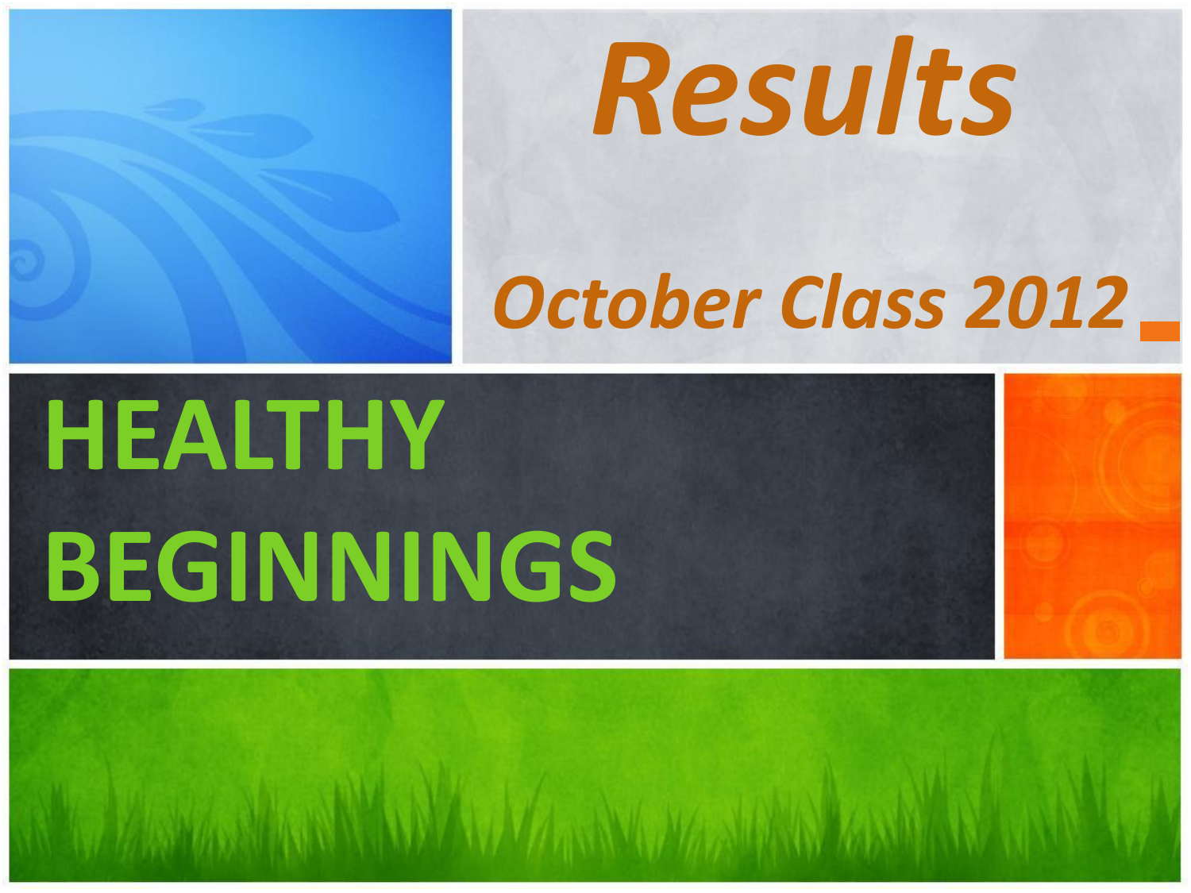# *Results*

## *October Class 2012*

# HEALTHY BEGINNINGS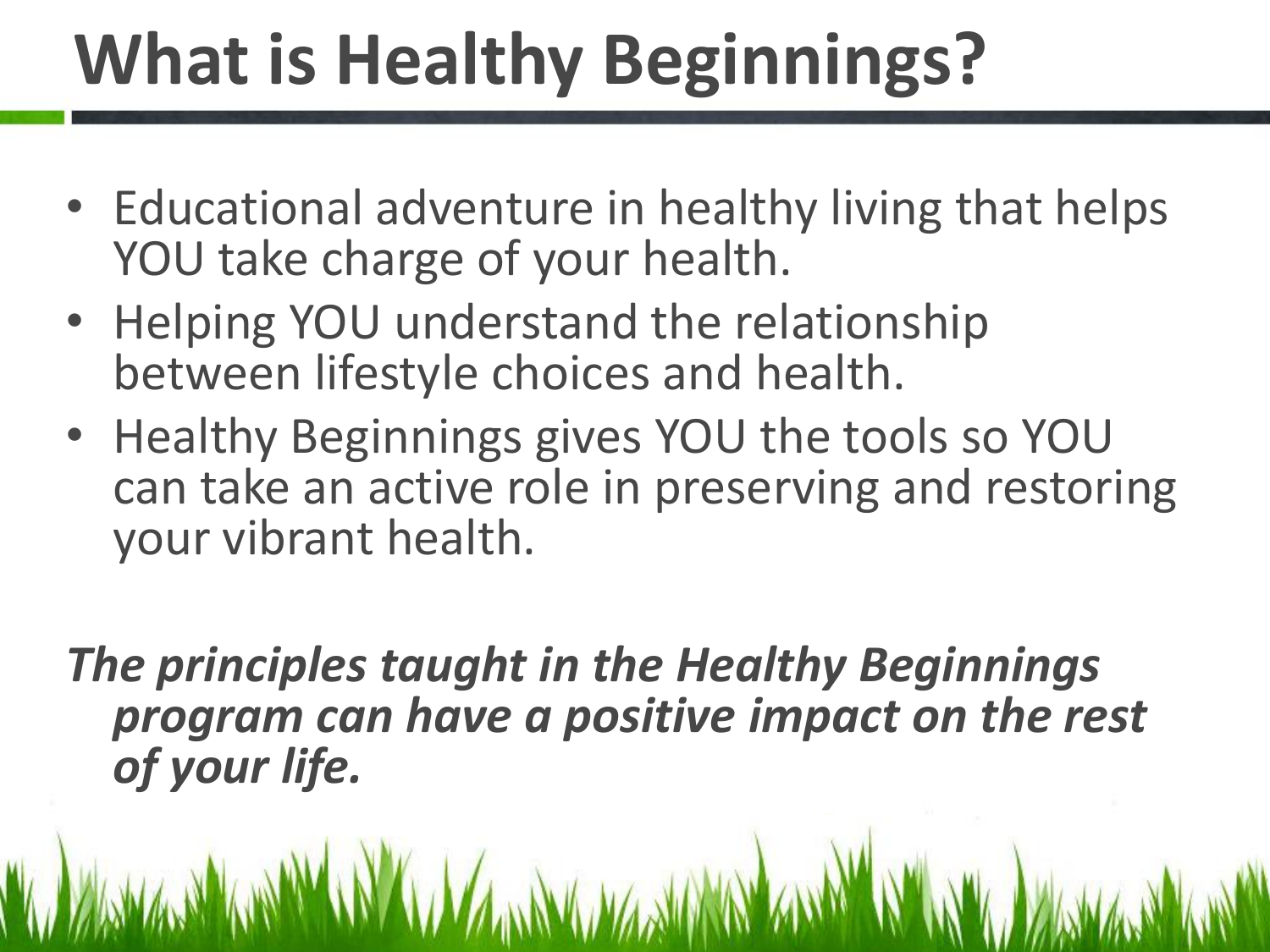# What is Healthy Beginnings?

- Educational adventure in healthy living that helps YOU take charge of your health.
- Helping YOU understand the relationship between lifestyle choices and health.
- Healthy Beginnings gives YOU the tools so YOU can take an active role in preserving and restoring your vibrant health.

***The principles taught in the Healthy Beginnings program can have a positive impact on the rest of your life.***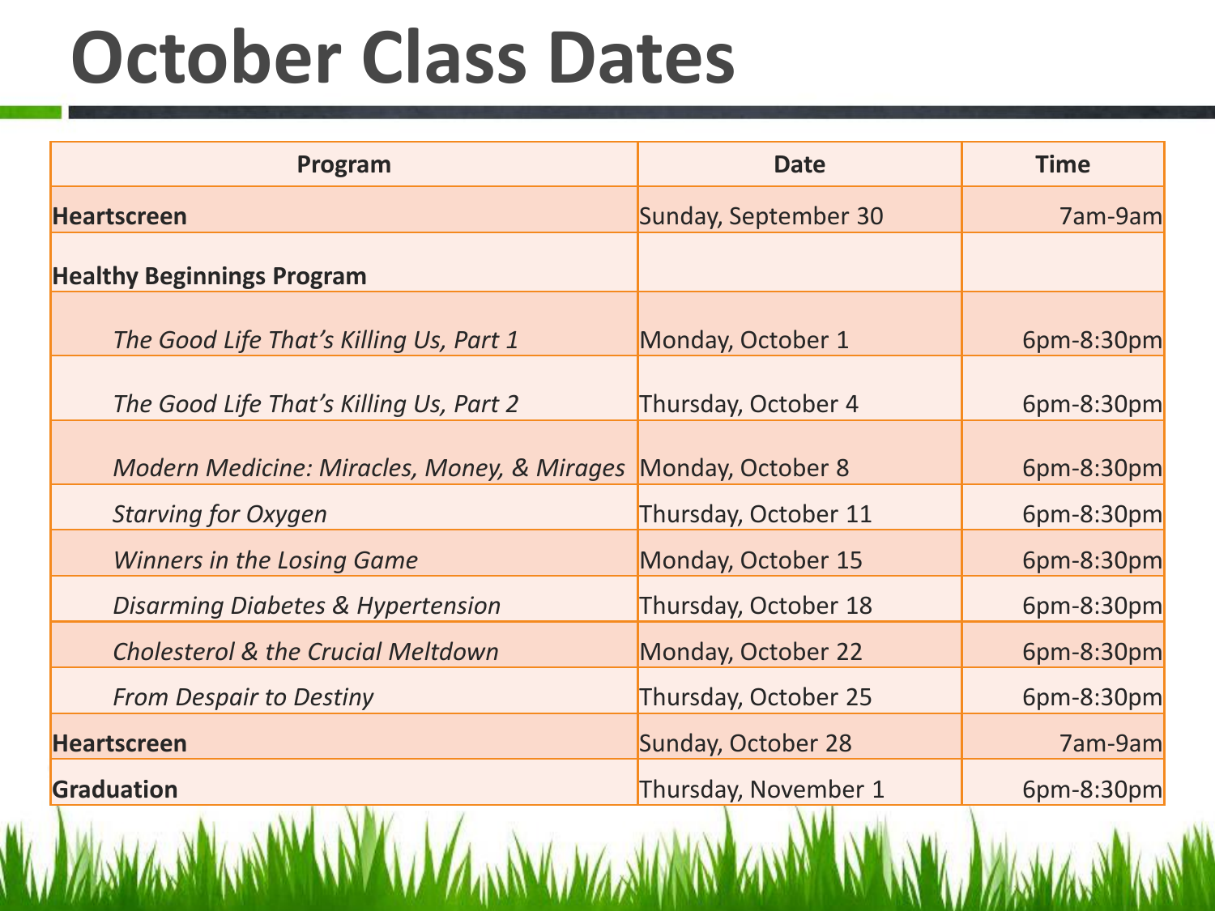# October Class Dates

| Program | Date | Time |
| --- | --- | --- |
| **Heartscreen** | Sunday, September 30 | 7am-9am |
| **Healthy Beginnings Program** | | |
| *The Good Life That's Killing Us, Part 1* | Monday, October 1 | 6pm-8:30pm |
| *The Good Life That's Killing Us, Part 2* | Thursday, October 4 | 6pm-8:30pm |
| *Modern Medicine: Miracles, Money, & Mirages* | Monday, October 8 | 6pm-8:30pm |
| *Starving for Oxygen* | Thursday, October 11 | 6pm-8:30pm |
| *Winners in the Losing Game* | Monday, October 15 | 6pm-8:30pm |
| *Disarming Diabetes & Hypertension* | Thursday, October 18 | 6pm-8:30pm |
| *Cholesterol & the Crucial Meltdown* | Monday, October 22 | 6pm-8:30pm |
| *From Despair to Destiny* | Thursday, October 25 | 6pm-8:30pm |
| **Heartscreen** | Sunday, October 28 | 7am-9am |
| **Graduation** | Thursday, November 1 | 6pm-8:30pm |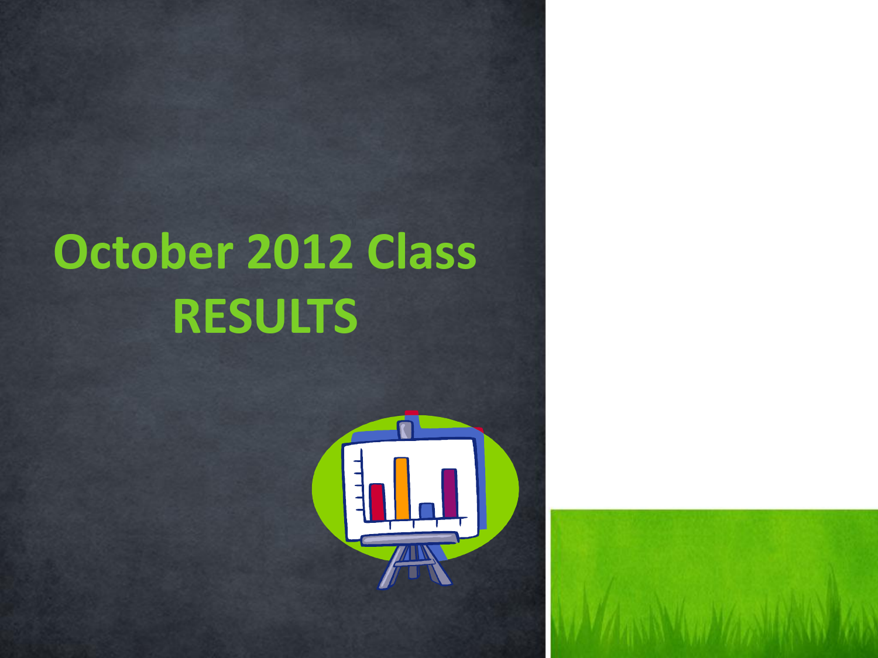# October 2012 Class RESULTS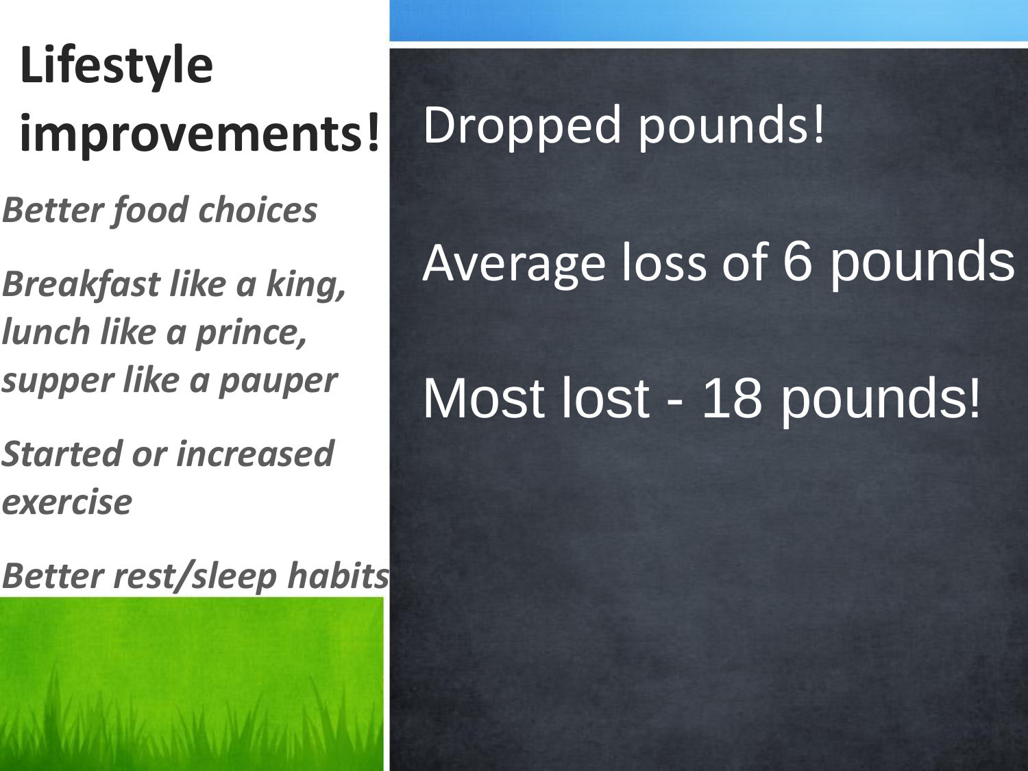# Lifestyle improvements!

*Better food choices*

*Breakfast like a king, lunch like a prince, supper like a pauper*

*Started or increased exercise*

*Better rest/sleep habits*

Dropped pounds!

Average loss of 6 pounds

Most lost - 18 pounds!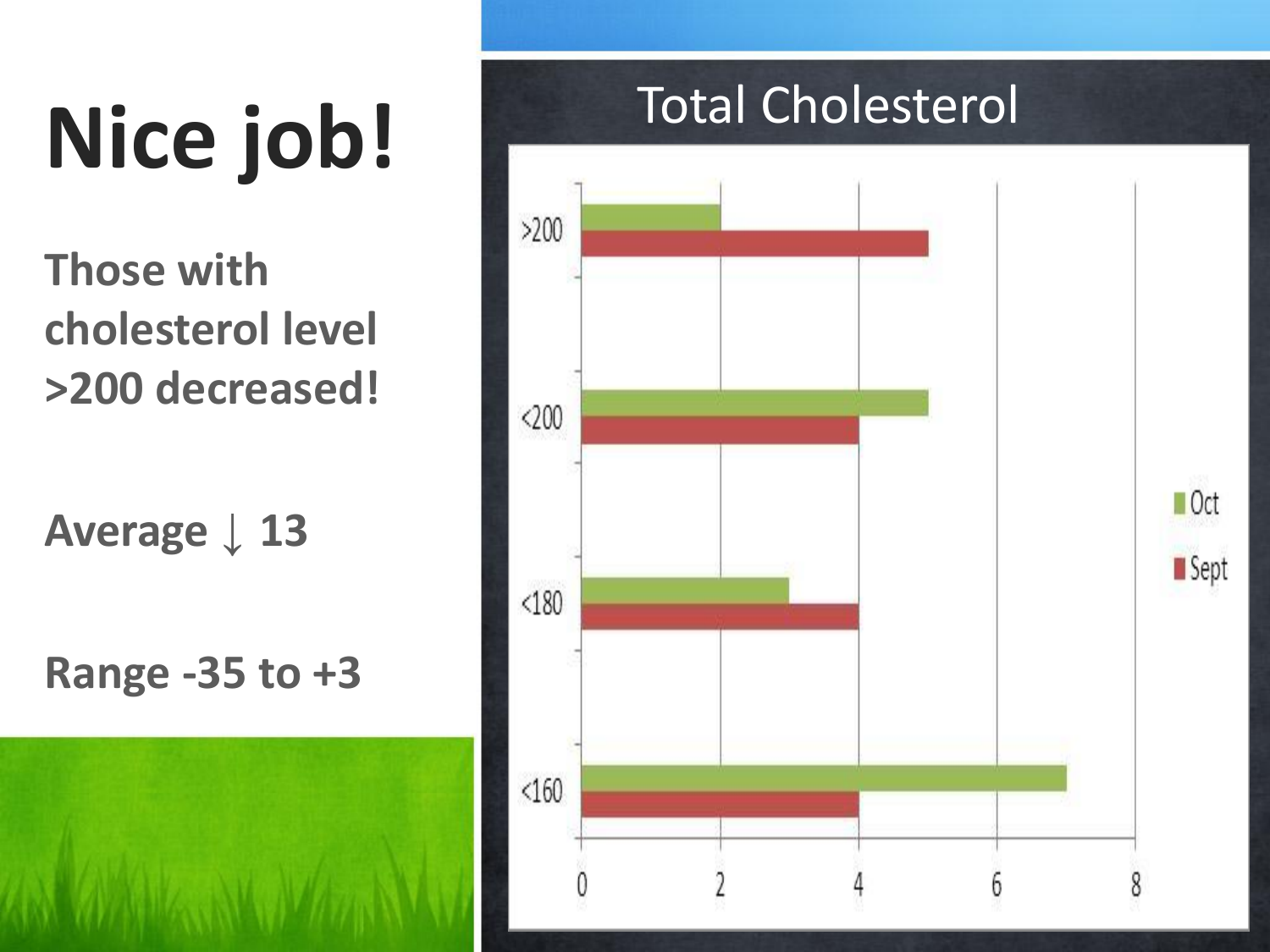# Nice job!

**Those with cholesterol level >200 decreased!**

**Average ↓ 13**

**Range -35 to +3**

## Total Cholesterol

| | Oct | Sept |
|---|---|---|
| >200 | 2 | 5 |
| <200 | 5 | 4 |
| <180 | 3 | 4 |
| <160 | 7 | 4 |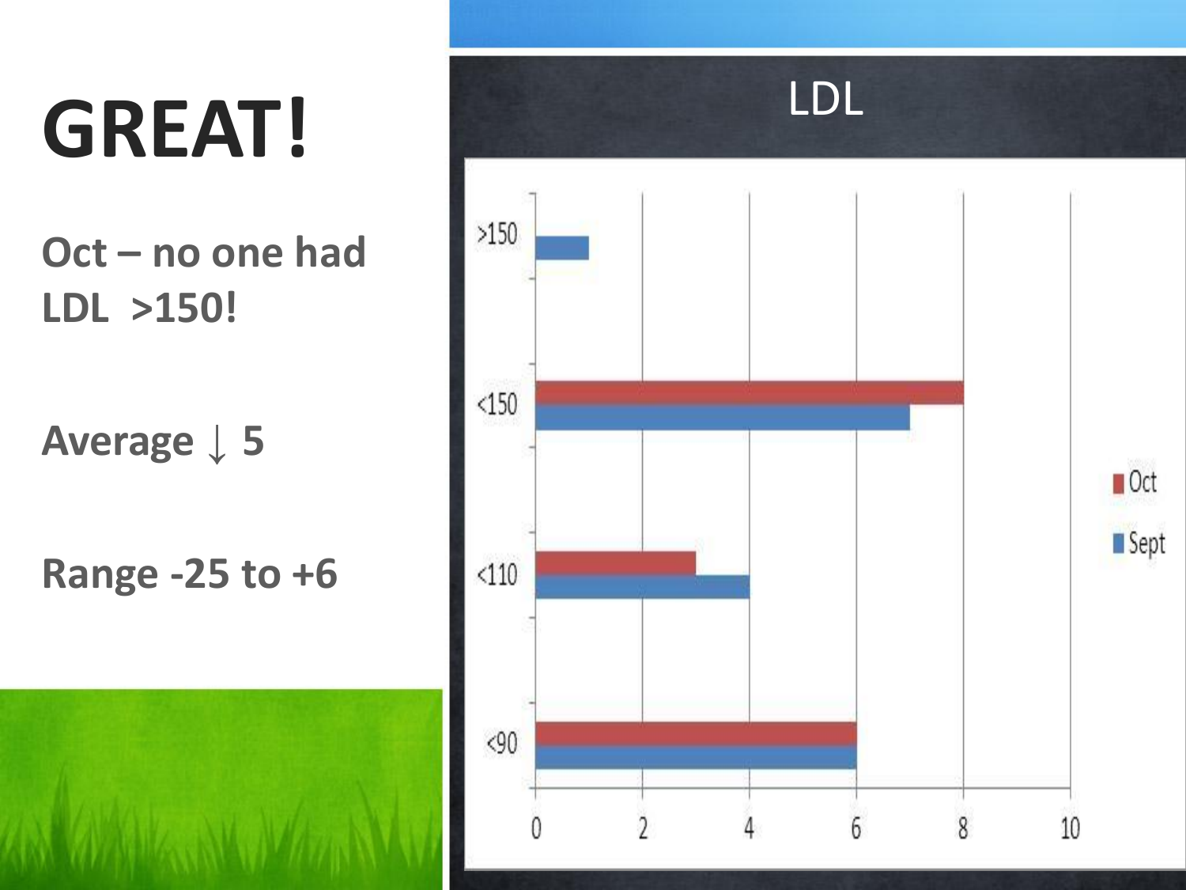# GREAT!

**Oct – no one had LDL >150!**

**Average ↓ 5**

**Range -25 to +6**

## LDL

| | Oct | Sept |
|---|---|---|
| >150 | 0 | 1 |
| <150 | 8 | 7 |
| <110 | 3 | 4 |
| <90 | 6 | 6 |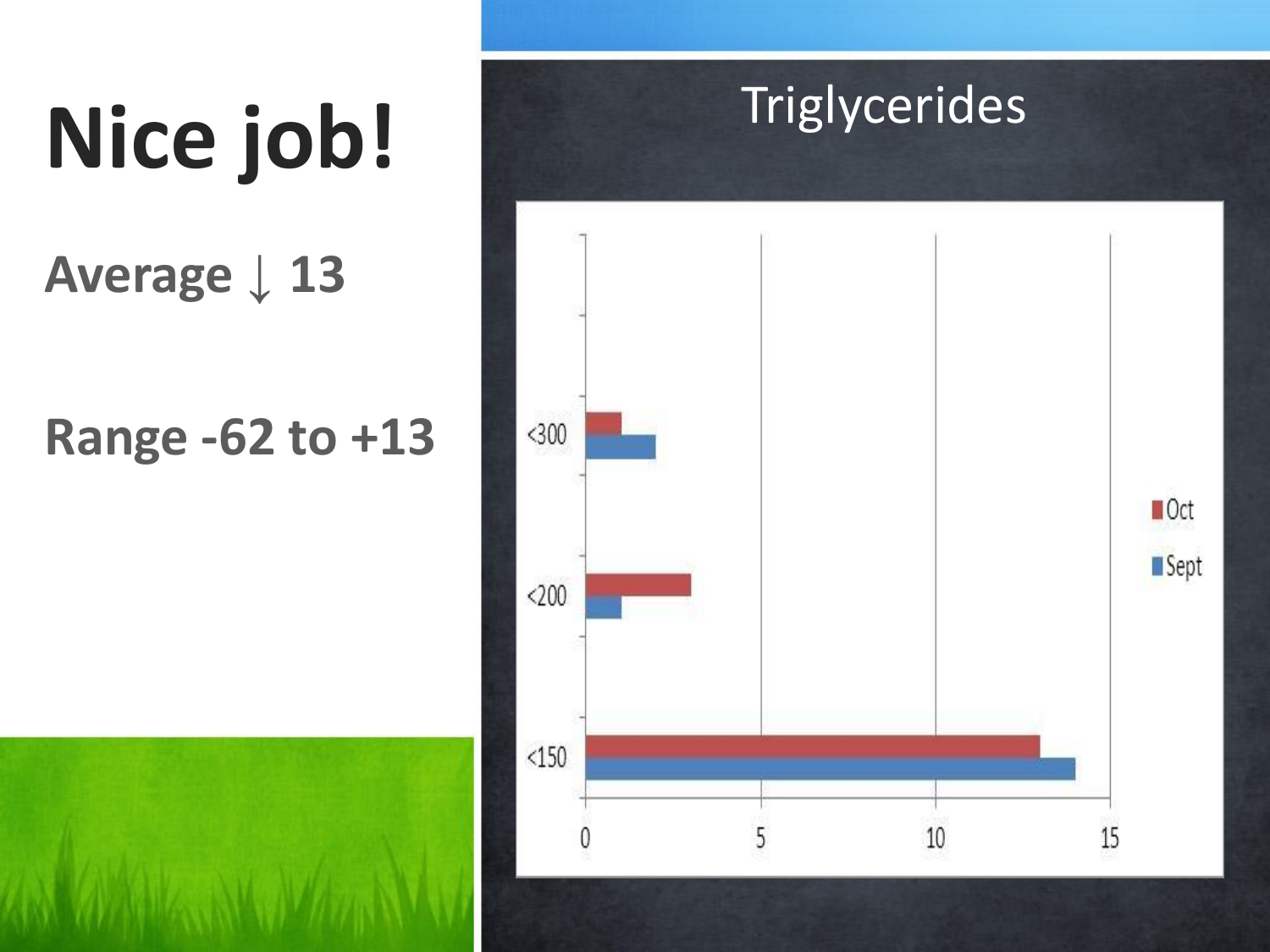# Nice job!

**Average ↓ 13**

**Range -62 to +13**

## Triglycerides

| | Oct | Sept |
|---|---|---|
| <300 | 1 | 2 |
| <200 | 3 | 1 |
| <150 | 13 | 14 |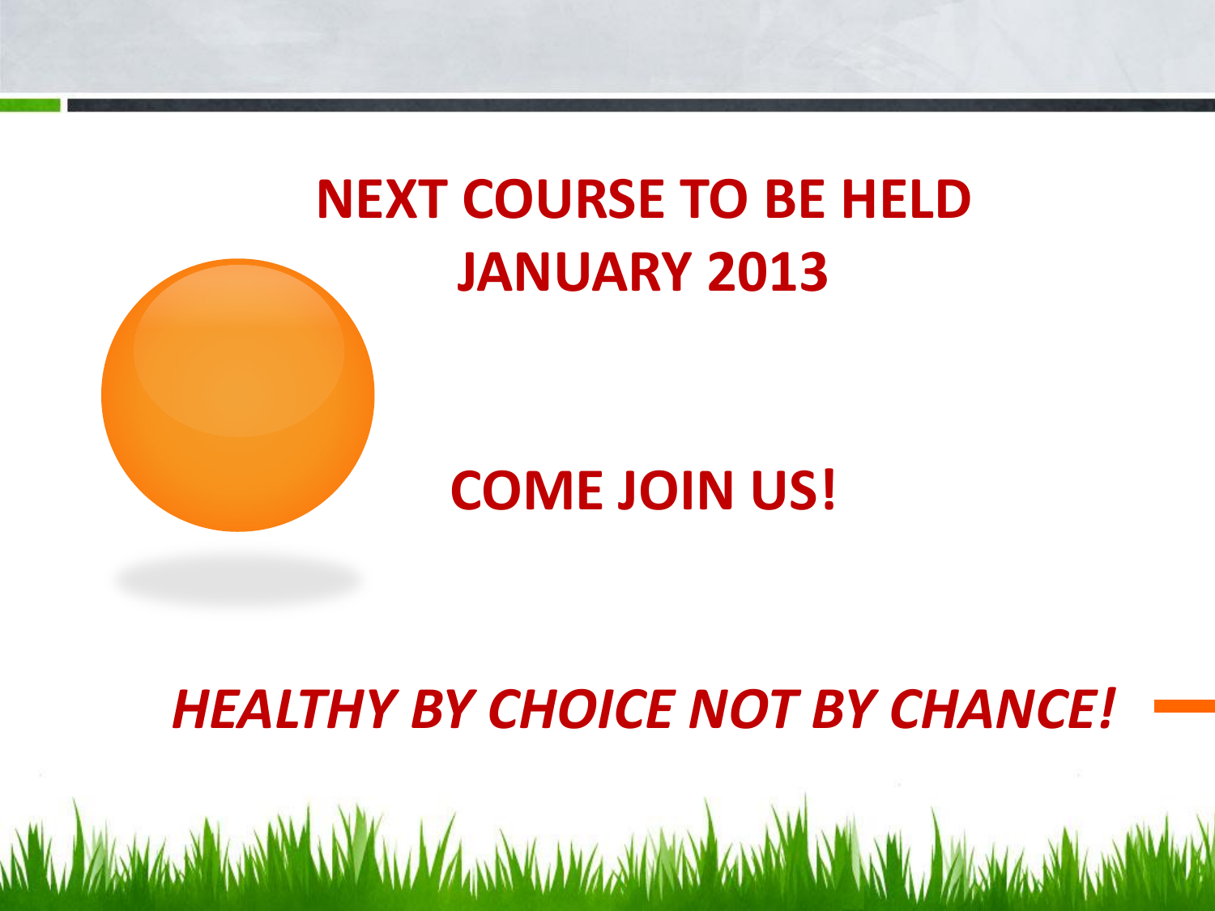# NEXT COURSE TO BE HELD JANUARY 2013

## COME JOIN US!

***HEALTHY BY CHOICE NOT BY CHANCE!***